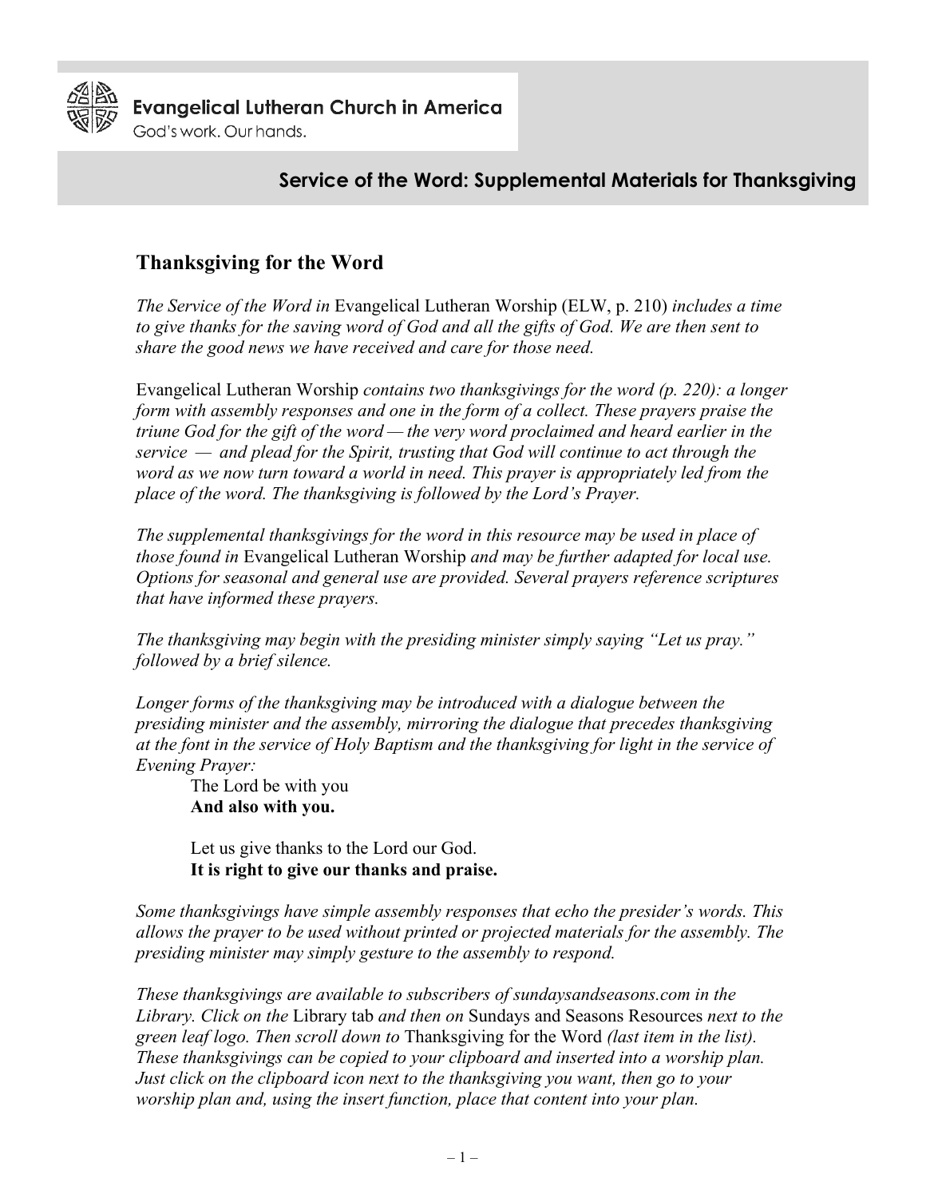Evangelical Lutheran Church in America
God's work. Our hands.

## Service of the Word: Supplemental Materials for Thanksgiving

## Thanksgiving for the Word

*The Service of the Word in* Evangelical Lutheran Worship (ELW, p. 210) *includes a time to give thanks for the saving word of God and all the gifts of God. We are then sent to share the good news we have received and care for those need.*

Evangelical Lutheran Worship *contains two thanksgivings for the word (p. 220): a longer form with assembly responses and one in the form of a collect. These prayers praise the triune God for the gift of the word — the very word proclaimed and heard earlier in the service — and plead for the Spirit, trusting that God will continue to act through the word as we now turn toward a world in need. This prayer is appropriately led from the place of the word. The thanksgiving is followed by the Lord's Prayer.*

*The supplemental thanksgivings for the word in this resource may be used in place of those found in* Evangelical Lutheran Worship *and may be further adapted for local use. Options for seasonal and general use are provided. Several prayers reference scriptures that have informed these prayers.*

*The thanksgiving may begin with the presiding minister simply saying "Let us pray." followed by a brief silence.*

*Longer forms of the thanksgiving may be introduced with a dialogue between the presiding minister and the assembly, mirroring the dialogue that precedes thanksgiving at the font in the service of Holy Baptism and the thanksgiving for light in the service of Evening Prayer:*

The Lord be with you
**And also with you.**

Let us give thanks to the Lord our God.
**It is right to give our thanks and praise.**

*Some thanksgivings have simple assembly responses that echo the presider's words. This allows the prayer to be used without printed or projected materials for the assembly. The presiding minister may simply gesture to the assembly to respond.*

*These thanksgivings are available to subscribers of sundaysandseasons.com in the Library. Click on the* Library tab *and then on* Sundays and Seasons Resources *next to the green leaf logo. Then scroll down to* Thanksgiving for the Word *(last item in the list). These thanksgivings can be copied to your clipboard and inserted into a worship plan. Just click on the clipboard icon next to the thanksgiving you want, then go to your worship plan and, using the insert function, place that content into your plan.*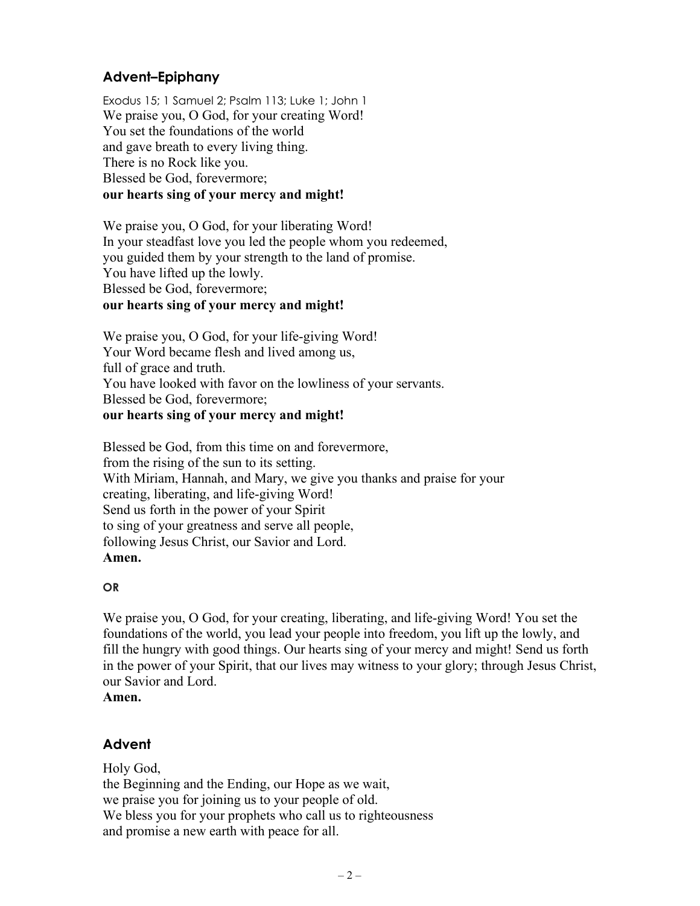## Advent–Epiphany

Exodus 15; 1 Samuel 2; Psalm 113; Luke 1; John 1

We praise you, O God, for your creating Word!
You set the foundations of the world
and gave breath to every living thing.
There is no Rock like you.
Blessed be God, forevermore;
**our hearts sing of your mercy and might!**

We praise you, O God, for your liberating Word!
In your steadfast love you led the people whom you redeemed,
you guided them by your strength to the land of promise.
You have lifted up the lowly.
Blessed be God, forevermore;
**our hearts sing of your mercy and might!**

We praise you, O God, for your life-giving Word!
Your Word became flesh and lived among us,
full of grace and truth.
You have looked with favor on the lowliness of your servants.
Blessed be God, forevermore;
**our hearts sing of your mercy and might!**

Blessed be God, from this time on and forevermore,
from the rising of the sun to its setting.
With Miriam, Hannah, and Mary, we give you thanks and praise for your creating, liberating, and life-giving Word!
Send us forth in the power of your Spirit
to sing of your greatness and serve all people,
following Jesus Christ, our Savior and Lord.
**Amen.**

**OR**

We praise you, O God, for your creating, liberating, and life-giving Word! You set the foundations of the world, you lead your people into freedom, you lift up the lowly, and fill the hungry with good things. Our hearts sing of your mercy and might! Send us forth in the power of your Spirit, that our lives may witness to your glory; through Jesus Christ, our Savior and Lord.
**Amen.**

## Advent

Holy God,
the Beginning and the Ending, our Hope as we wait,
we praise you for joining us to your people of old.
We bless you for your prophets who call us to righteousness
and promise a new earth with peace for all.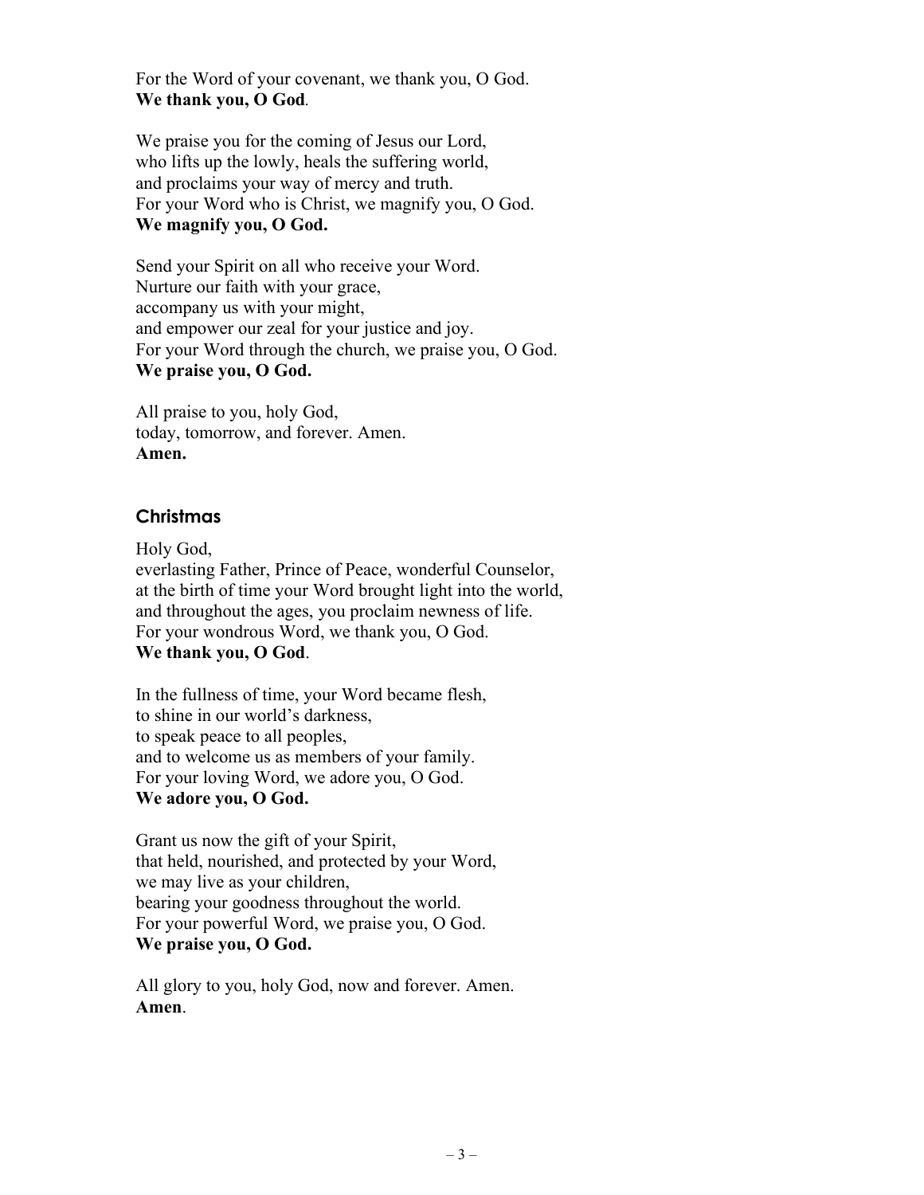For the Word of your covenant, we thank you, O God.
**We thank you, O God**.

We praise you for the coming of Jesus our Lord,
who lifts up the lowly, heals the suffering world,
and proclaims your way of mercy and truth.
For your Word who is Christ, we magnify you, O God.
**We magnify you, O God.**

Send your Spirit on all who receive your Word.
Nurture our faith with your grace,
accompany us with your might,
and empower our zeal for your justice and joy.
For your Word through the church, we praise you, O God.
**We praise you, O God.**

All praise to you, holy God,
today, tomorrow, and forever. Amen.
**Amen.**

### Christmas

Holy God,
everlasting Father, Prince of Peace, wonderful Counselor,
at the birth of time your Word brought light into the world,
and throughout the ages, you proclaim newness of life.
For your wondrous Word, we thank you, O God.
**We thank you, O God**.

In the fullness of time, your Word became flesh,
to shine in our world's darkness,
to speak peace to all peoples,
and to welcome us as members of your family.
For your loving Word, we adore you, O God.
**We adore you, O God.**

Grant us now the gift of your Spirit,
that held, nourished, and protected by your Word,
we may live as your children,
bearing your goodness throughout the world.
For your powerful Word, we praise you, O God.
**We praise you, O God.**

All glory to you, holy God, now and forever. Amen.
**Amen**.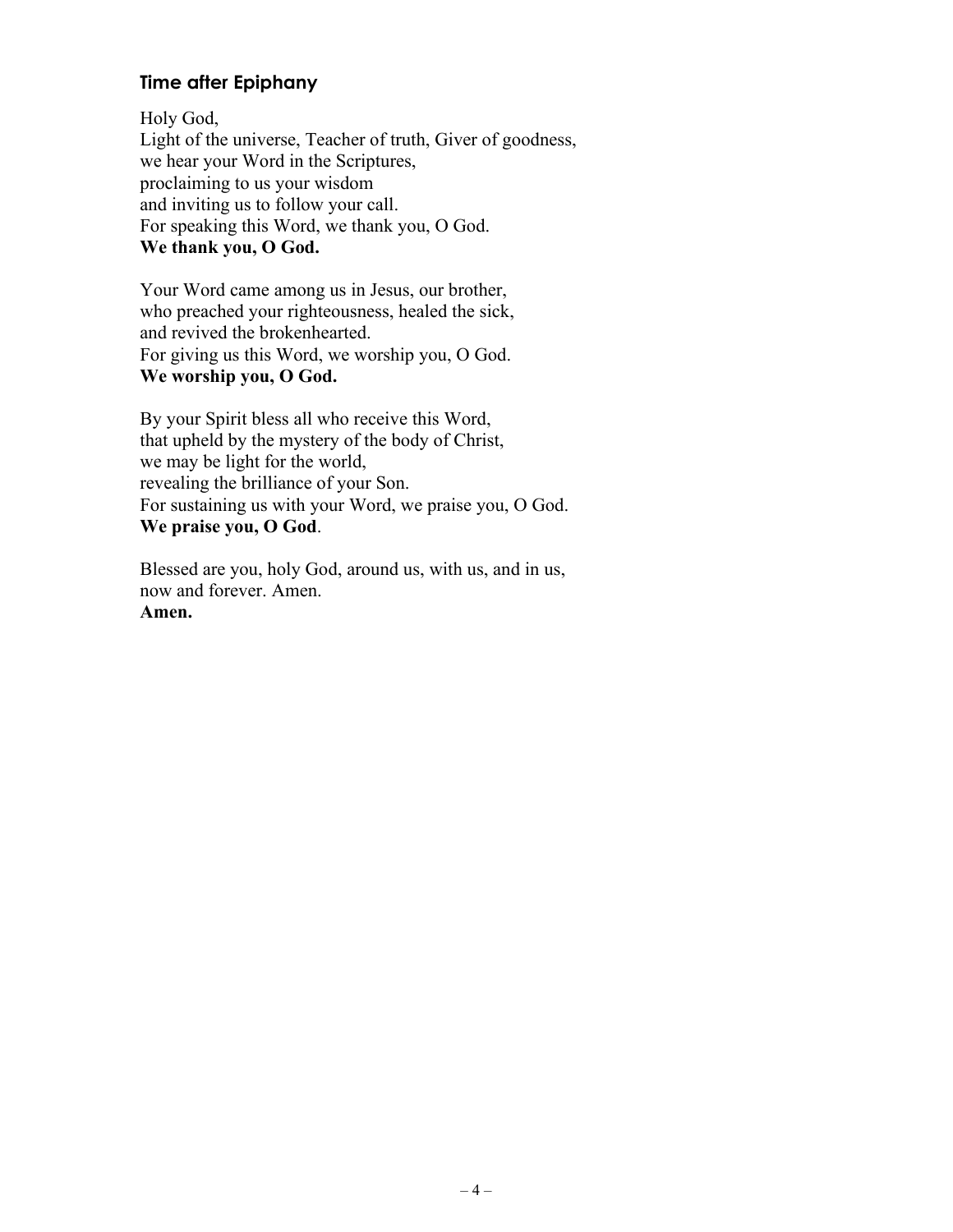### Time after Epiphany

Holy God,
Light of the universe, Teacher of truth, Giver of goodness,
we hear your Word in the Scriptures,
proclaiming to us your wisdom
and inviting us to follow your call.
For speaking this Word, we thank you, O God.
**We thank you, O God.**

Your Word came among us in Jesus, our brother,
who preached your righteousness, healed the sick,
and revived the brokenhearted.
For giving us this Word, we worship you, O God.
**We worship you, O God.**

By your Spirit bless all who receive this Word,
that upheld by the mystery of the body of Christ,
we may be light for the world,
revealing the brilliance of your Son.
For sustaining us with your Word, we praise you, O God.
**We praise you, O God**.

Blessed are you, holy God, around us, with us, and in us,
now and forever. Amen.
**Amen.**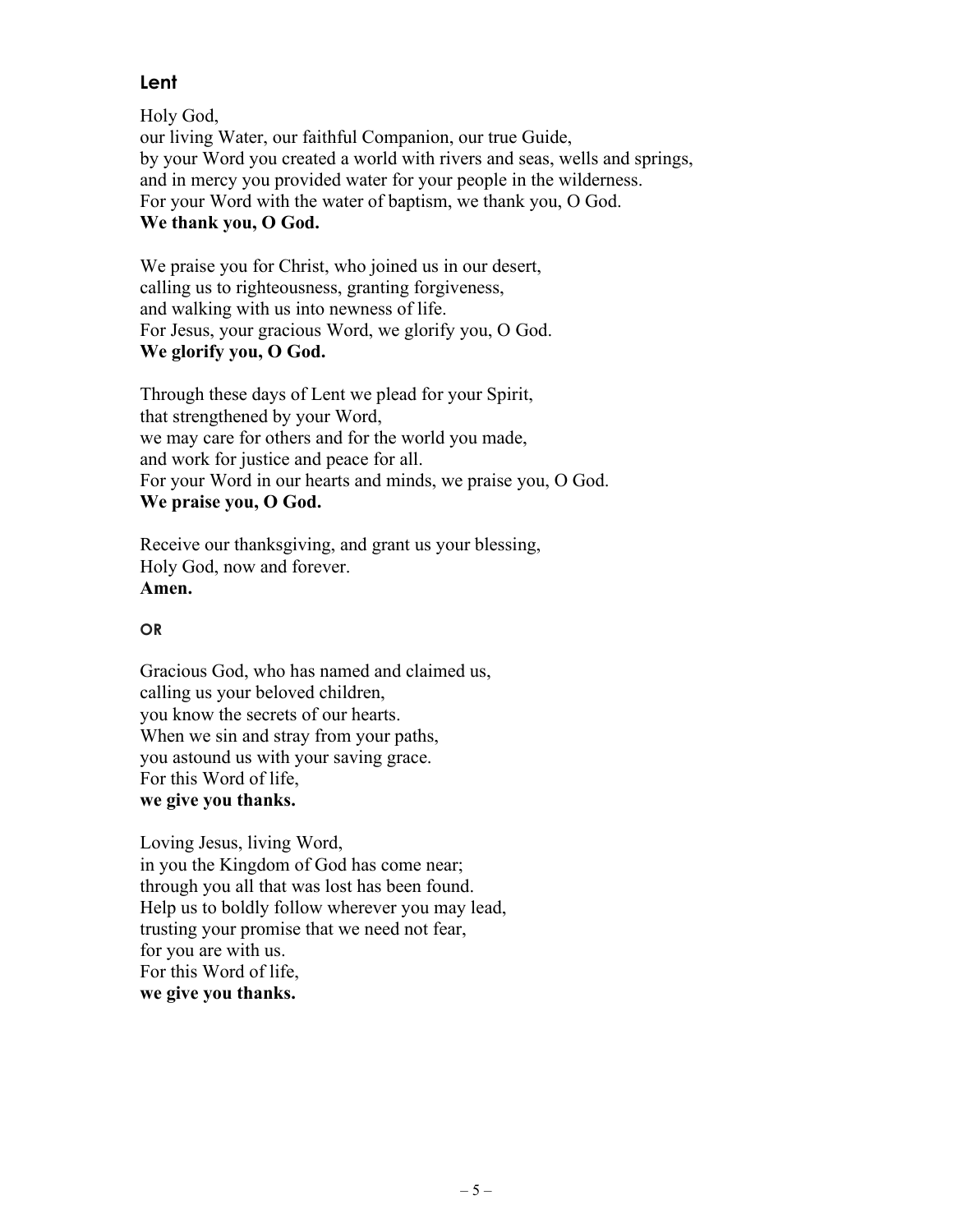## Lent

Holy God,  
our living Water, our faithful Companion, our true Guide,  
by your Word you created a world with rivers and seas, wells and springs,  
and in mercy you provided water for your people in the wilderness.  
For your Word with the water of baptism, we thank you, O God.  
**We thank you, O God.**

We praise you for Christ, who joined us in our desert,  
calling us to righteousness, granting forgiveness,  
and walking with us into newness of life.  
For Jesus, your gracious Word, we glorify you, O God.  
**We glorify you, O God.**

Through these days of Lent we plead for your Spirit,  
that strengthened by your Word,  
we may care for others and for the world you made,  
and work for justice and peace for all.  
For your Word in our hearts and minds, we praise you, O God.  
**We praise you, O God.**

Receive our thanksgiving, and grant us your blessing,  
Holy God, now and forever.  
**Amen.**

**OR**

Gracious God, who has named and claimed us,  
calling us your beloved children,  
you know the secrets of our hearts.  
When we sin and stray from your paths,  
you astound us with your saving grace.  
For this Word of life,  
**we give you thanks.**

Loving Jesus, living Word,  
in you the Kingdom of God has come near;  
through you all that was lost has been found.  
Help us to boldly follow wherever you may lead,  
trusting your promise that we need not fear,  
for you are with us.  
For this Word of life,  
**we give you thanks.**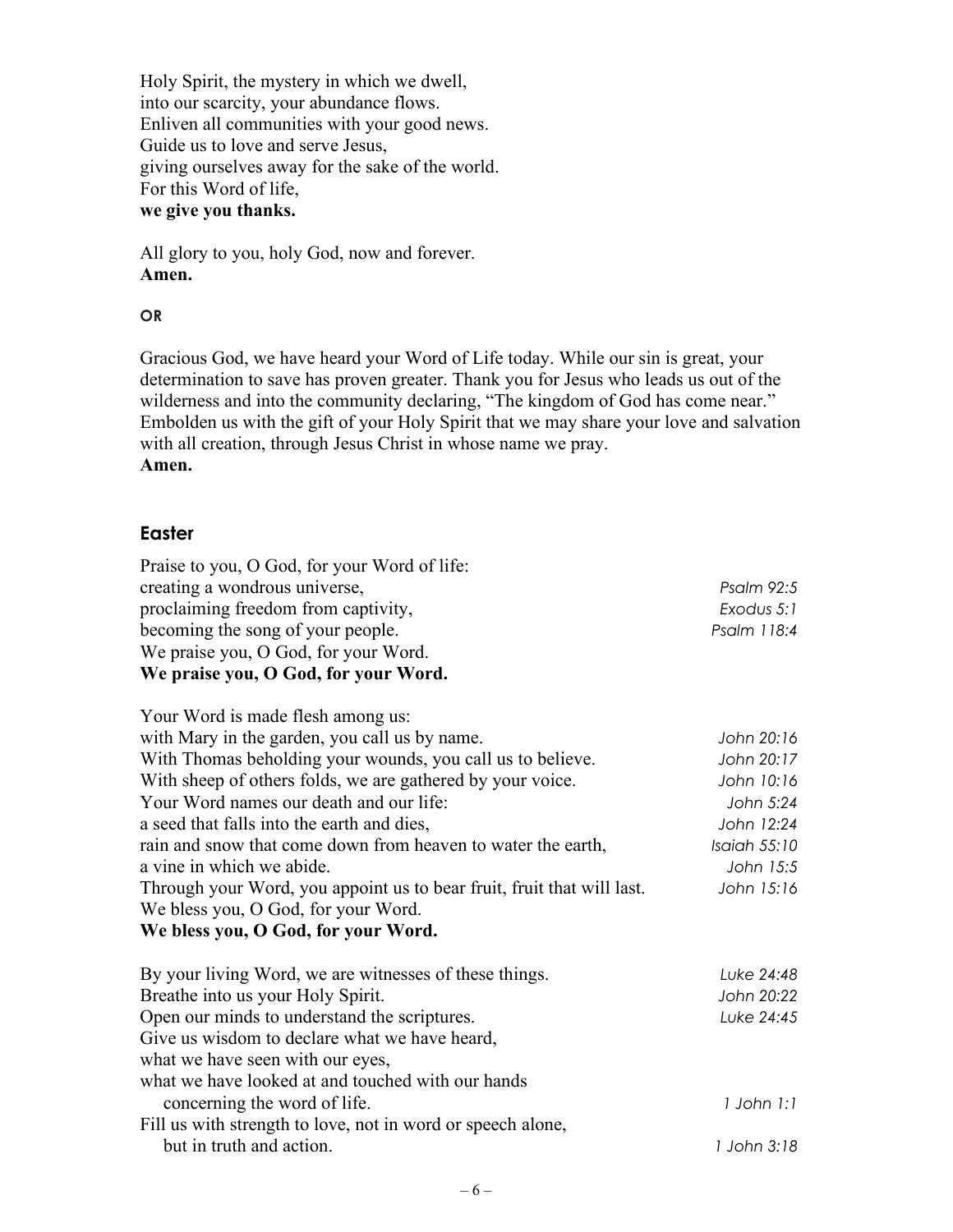Holy Spirit, the mystery in which we dwell,
into our scarcity, your abundance flows.
Enliven all communities with your good news.
Guide us to love and serve Jesus,
giving ourselves away for the sake of the world.
For this Word of life,
**we give you thanks.**

All glory to you, holy God, now and forever.
**Amen.**

**OR**

Gracious God, we have heard your Word of Life today. While our sin is great, your determination to save has proven greater. Thank you for Jesus who leads us out of the wilderness and into the community declaring, "The kingdom of God has come near." Embolden us with the gift of your Holy Spirit that we may share your love and salvation with all creation, through Jesus Christ in whose name we pray.
**Amen.**

## Easter

Praise to you, O God, for your Word of life:
creating a wondrous universe, *Psalm 92:5*
proclaiming freedom from captivity, *Exodus 5:1*
becoming the song of your people. *Psalm 118:4*
We praise you, O God, for your Word.
**We praise you, O God, for your Word.**

Your Word is made flesh among us:
with Mary in the garden, you call us by name. *John 20:16*
With Thomas beholding your wounds, you call us to believe. *John 20:17*
With sheep of others folds, we are gathered by your voice. *John 10:16*
Your Word names our death and our life: *John 5:24*
a seed that falls into the earth and dies, *John 12:24*
rain and snow that come down from heaven to water the earth, *Isaiah 55:10*
a vine in which we abide. *John 15:5*
Through your Word, you appoint us to bear fruit, fruit that will last. *John 15:16*
We bless you, O God, for your Word.
**We bless you, O God, for your Word.**

By your living Word, we are witnesses of these things. *Luke 24:48*
Breathe into us your Holy Spirit. *John 20:22*
Open our minds to understand the scriptures. *Luke 24:45*
Give us wisdom to declare what we have heard,
what we have seen with our eyes,
what we have looked at and touched with our hands
concerning the word of life. *1 John 1:1*
Fill us with strength to love, not in word or speech alone,
but in truth and action. *1 John 3:18*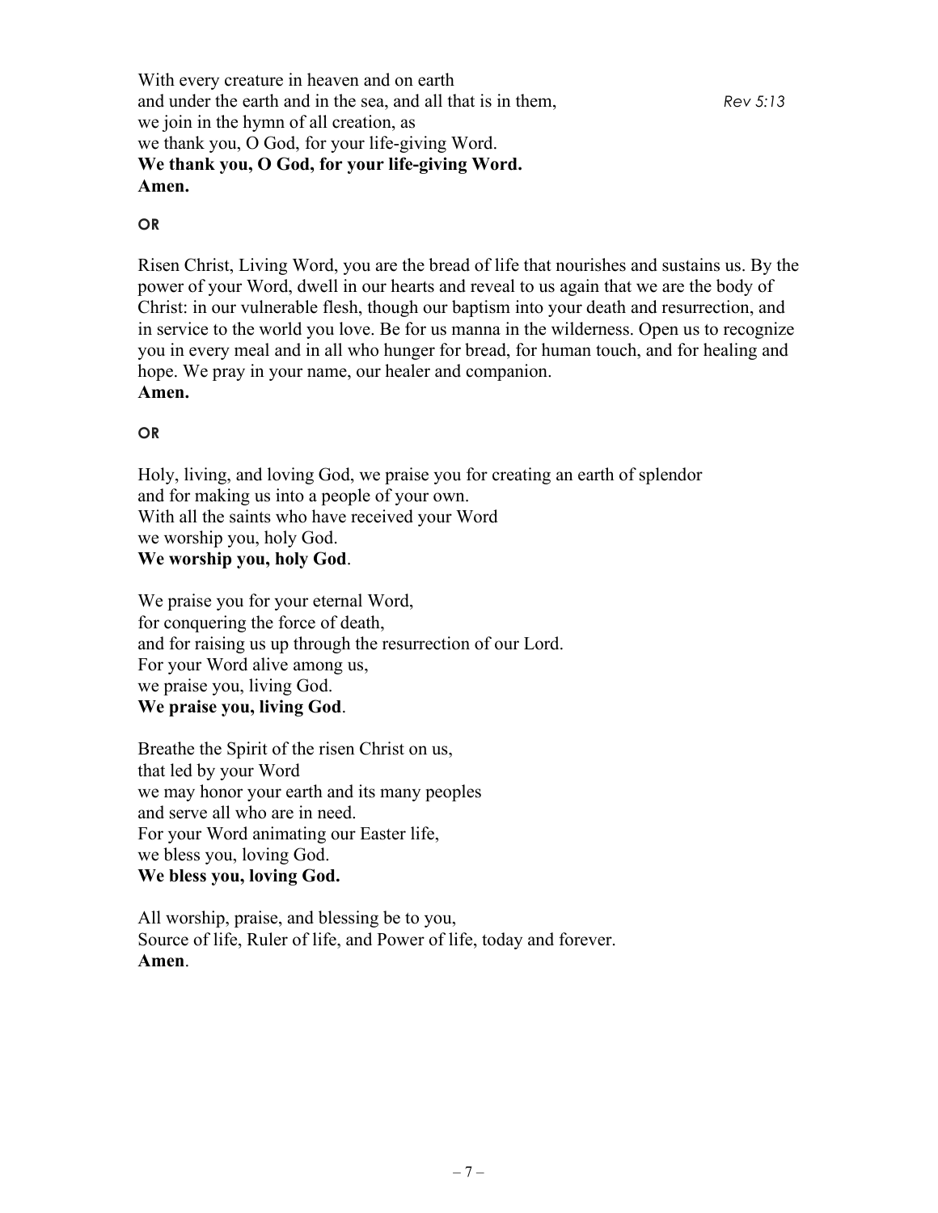With every creature in heaven and on earth
and under the earth and in the sea, and all that is in them, *Rev 5:13*
we join in the hymn of all creation, as
we thank you, O God, for your life-giving Word.
**We thank you, O God, for your life-giving Word.**
**Amen.**

**OR**

Risen Christ, Living Word, you are the bread of life that nourishes and sustains us. By the power of your Word, dwell in our hearts and reveal to us again that we are the body of Christ: in our vulnerable flesh, though our baptism into your death and resurrection, and in service to the world you love. Be for us manna in the wilderness. Open us to recognize you in every meal and in all who hunger for bread, for human touch, and for healing and hope. We pray in your name, our healer and companion.
**Amen.**

**OR**

Holy, living, and loving God, we praise you for creating an earth of splendor
and for making us into a people of your own.
With all the saints who have received your Word
we worship you, holy God.
**We worship you, holy God**.

We praise you for your eternal Word,
for conquering the force of death,
and for raising us up through the resurrection of our Lord.
For your Word alive among us,
we praise you, living God.
**We praise you, living God**.

Breathe the Spirit of the risen Christ on us,
that led by your Word
we may honor your earth and its many peoples
and serve all who are in need.
For your Word animating our Easter life,
we bless you, loving God.
**We bless you, loving God.**

All worship, praise, and blessing be to you,
Source of life, Ruler of life, and Power of life, today and forever.
**Amen**.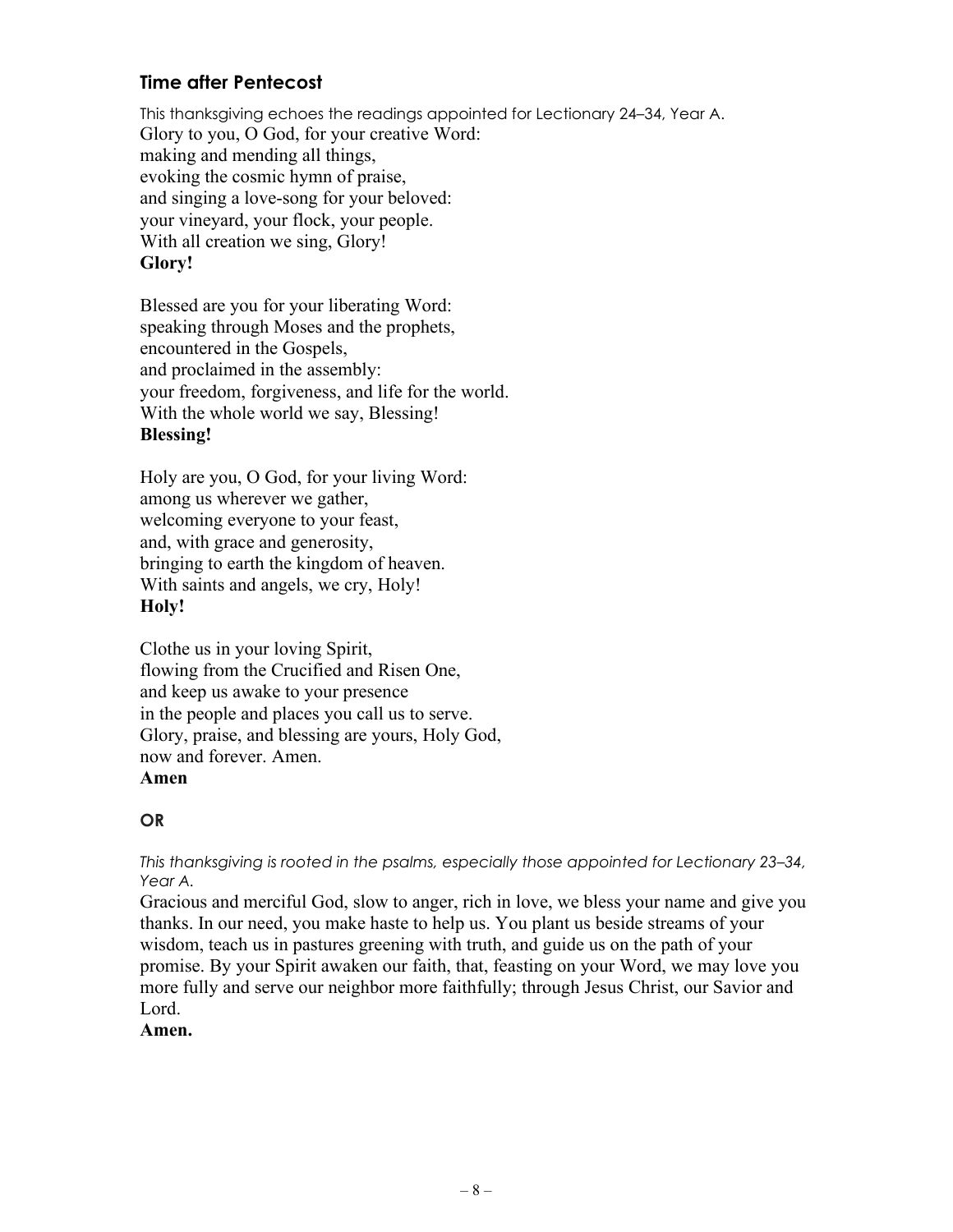## Time after Pentecost

This thanksgiving echoes the readings appointed for Lectionary 24–34, Year A.
Glory to you, O God, for your creative Word:
making and mending all things,
evoking the cosmic hymn of praise,
and singing a love-song for your beloved:
your vineyard, your flock, your people.
With all creation we sing, Glory!
**Glory!**

Blessed are you for your liberating Word:
speaking through Moses and the prophets,
encountered in the Gospels,
and proclaimed in the assembly:
your freedom, forgiveness, and life for the world.
With the whole world we say, Blessing!
**Blessing!**

Holy are you, O God, for your living Word:
among us wherever we gather,
welcoming everyone to your feast,
and, with grace and generosity,
bringing to earth the kingdom of heaven.
With saints and angels, we cry, Holy!
**Holy!**

Clothe us in your loving Spirit,
flowing from the Crucified and Risen One,
and keep us awake to your presence
in the people and places you call us to serve.
Glory, praise, and blessing are yours, Holy God,
now and forever. Amen.
**Amen**

**OR**

*This thanksgiving is rooted in the psalms, especially those appointed for Lectionary 23–34, Year A.*
Gracious and merciful God, slow to anger, rich in love, we bless your name and give you thanks. In our need, you make haste to help us. You plant us beside streams of your wisdom, teach us in pastures greening with truth, and guide us on the path of your promise. By your Spirit awaken our faith, that, feasting on your Word, we may love you more fully and serve our neighbor more faithfully; through Jesus Christ, our Savior and Lord.
**Amen.**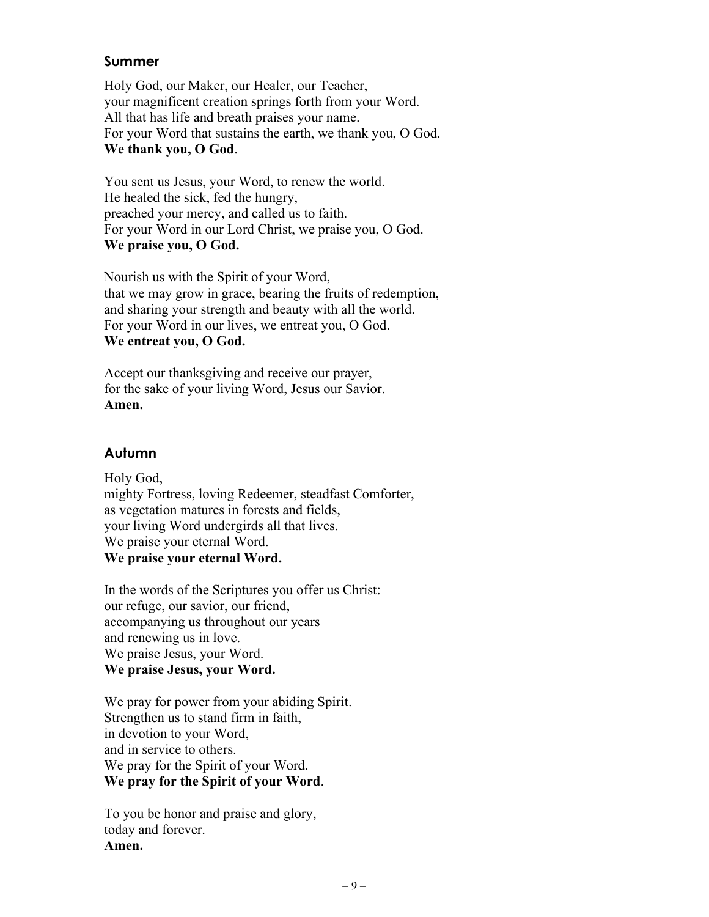### Summer

Holy God, our Maker, our Healer, our Teacher,
your magnificent creation springs forth from your Word.
All that has life and breath praises your name.
For your Word that sustains the earth, we thank you, O God.
**We thank you, O God**.

You sent us Jesus, your Word, to renew the world.
He healed the sick, fed the hungry,
preached your mercy, and called us to faith.
For your Word in our Lord Christ, we praise you, O God.
**We praise you, O God.**

Nourish us with the Spirit of your Word,
that we may grow in grace, bearing the fruits of redemption,
and sharing your strength and beauty with all the world.
For your Word in our lives, we entreat you, O God.
**We entreat you, O God.**

Accept our thanksgiving and receive our prayer,
for the sake of your living Word, Jesus our Savior.
**Amen.**

### Autumn

Holy God,
mighty Fortress, loving Redeemer, steadfast Comforter,
as vegetation matures in forests and fields,
your living Word undergirds all that lives.
We praise your eternal Word.
**We praise your eternal Word.**

In the words of the Scriptures you offer us Christ:
our refuge, our savior, our friend,
accompanying us throughout our years
and renewing us in love.
We praise Jesus, your Word.
**We praise Jesus, your Word.**

We pray for power from your abiding Spirit.
Strengthen us to stand firm in faith,
in devotion to your Word,
and in service to others.
We pray for the Spirit of your Word.
**We pray for the Spirit of your Word**.

To you be honor and praise and glory,
today and forever.
**Amen.**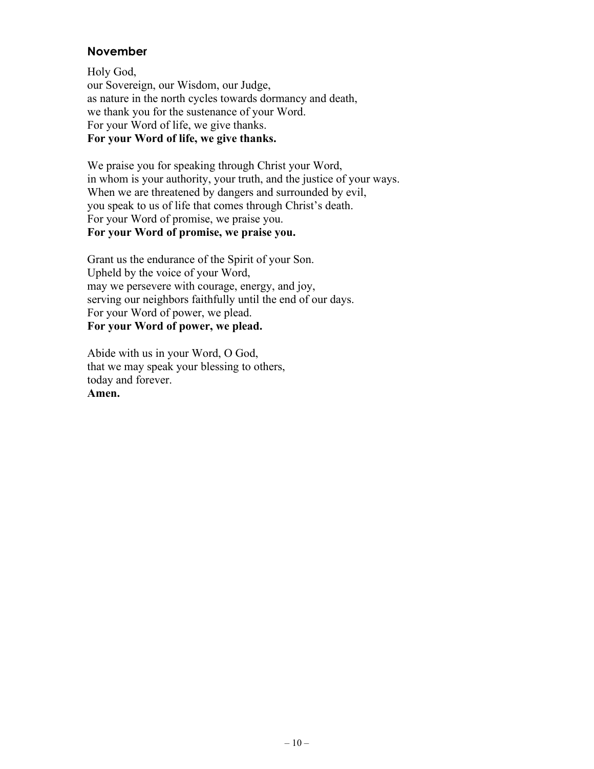## November

Holy God,  
our Sovereign, our Wisdom, our Judge,  
as nature in the north cycles towards dormancy and death,  
we thank you for the sustenance of your Word.  
For your Word of life, we give thanks.  
**For your Word of life, we give thanks.**

We praise you for speaking through Christ your Word,  
in whom is your authority, your truth, and the justice of your ways.  
When we are threatened by dangers and surrounded by evil,  
you speak to us of life that comes through Christ's death.  
For your Word of promise, we praise you.  
**For your Word of promise, we praise you.**

Grant us the endurance of the Spirit of your Son.  
Upheld by the voice of your Word,  
may we persevere with courage, energy, and joy,  
serving our neighbors faithfully until the end of our days.  
For your Word of power, we plead.  
**For your Word of power, we plead.**

Abide with us in your Word, O God,  
that we may speak your blessing to others,  
today and forever.  
**Amen.**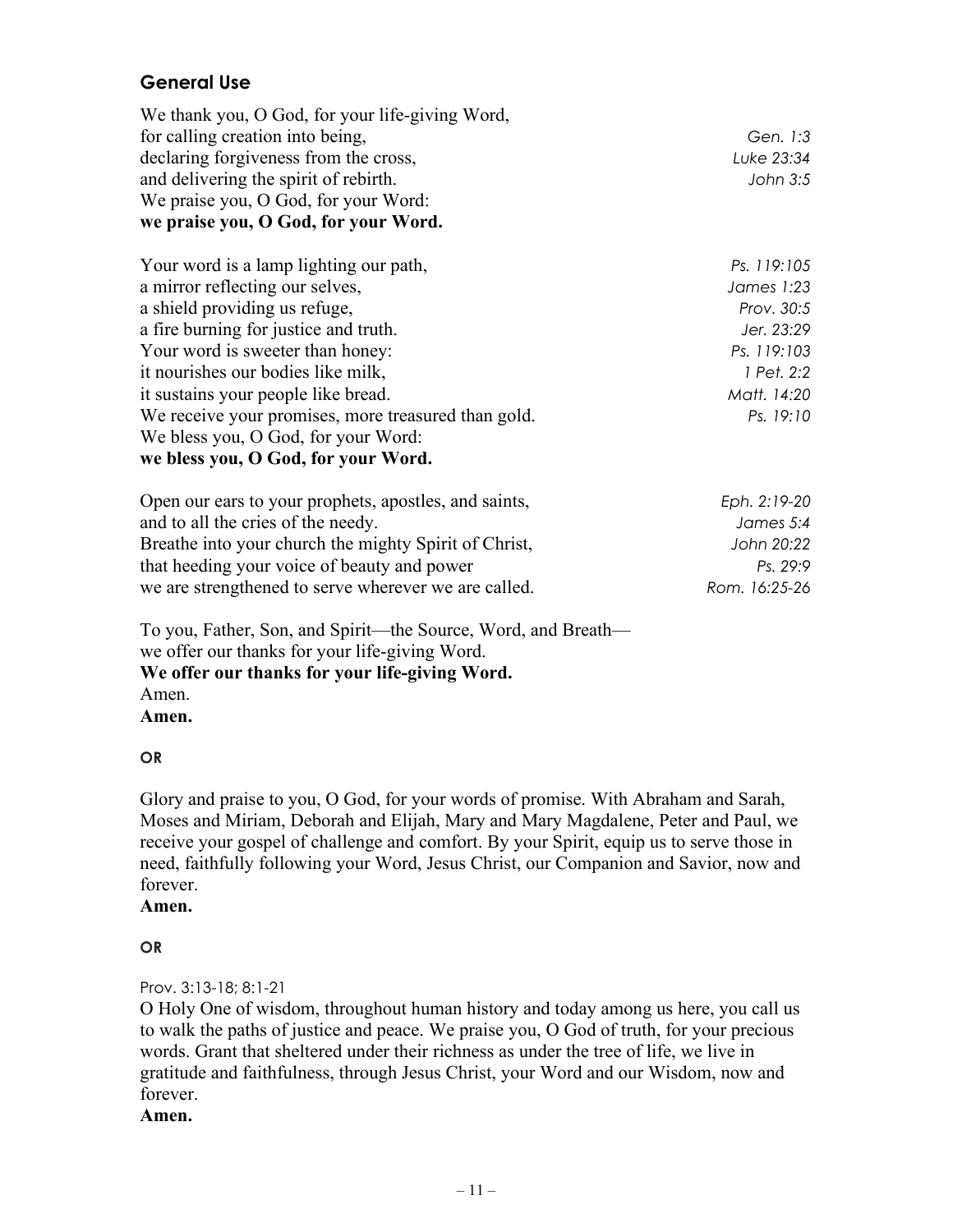## General Use

We thank you, O God, for your life-giving Word,
for calling creation into being, *Gen. 1:3*
declaring forgiveness from the cross, *Luke 23:34*
and delivering the spirit of rebirth. *John 3:5*
We praise you, O God, for your Word:
**we praise you, O God, for your Word.**

Your word is a lamp lighting our path, *Ps. 119:105*
a mirror reflecting our selves, *James 1:23*
a shield providing us refuge, *Prov. 30:5*
a fire burning for justice and truth. *Jer. 23:29*
Your word is sweeter than honey: *Ps. 119:103*
it nourishes our bodies like milk, *1 Pet. 2:2*
it sustains your people like bread. *Matt. 14:20*
We receive your promises, more treasured than gold. *Ps. 19:10*
We bless you, O God, for your Word:
**we bless you, O God, for your Word.**

Open our ears to your prophets, apostles, and saints, *Eph. 2:19-20*
and to all the cries of the needy. *James 5:4*
Breathe into your church the mighty Spirit of Christ, *John 20:22*
that heeding your voice of beauty and power *Ps. 29:9*
we are strengthened to serve wherever we are called. *Rom. 16:25-26*

To you, Father, Son, and Spirit—the Source, Word, and Breath—
we offer our thanks for your life-giving Word.
**We offer our thanks for your life-giving Word.**
Amen.
**Amen.**

**OR**

Glory and praise to you, O God, for your words of promise. With Abraham and Sarah, Moses and Miriam, Deborah and Elijah, Mary and Mary Magdalene, Peter and Paul, we receive your gospel of challenge and comfort. By your Spirit, equip us to serve those in need, faithfully following your Word, Jesus Christ, our Companion and Savior, now and forever.
**Amen.**

**OR**

Prov. 3:13-18; 8:1-21
O Holy One of wisdom, throughout human history and today among us here, you call us to walk the paths of justice and peace. We praise you, O God of truth, for your precious words. Grant that sheltered under their richness as under the tree of life, we live in gratitude and faithfulness, through Jesus Christ, your Word and our Wisdom, now and forever.
**Amen.**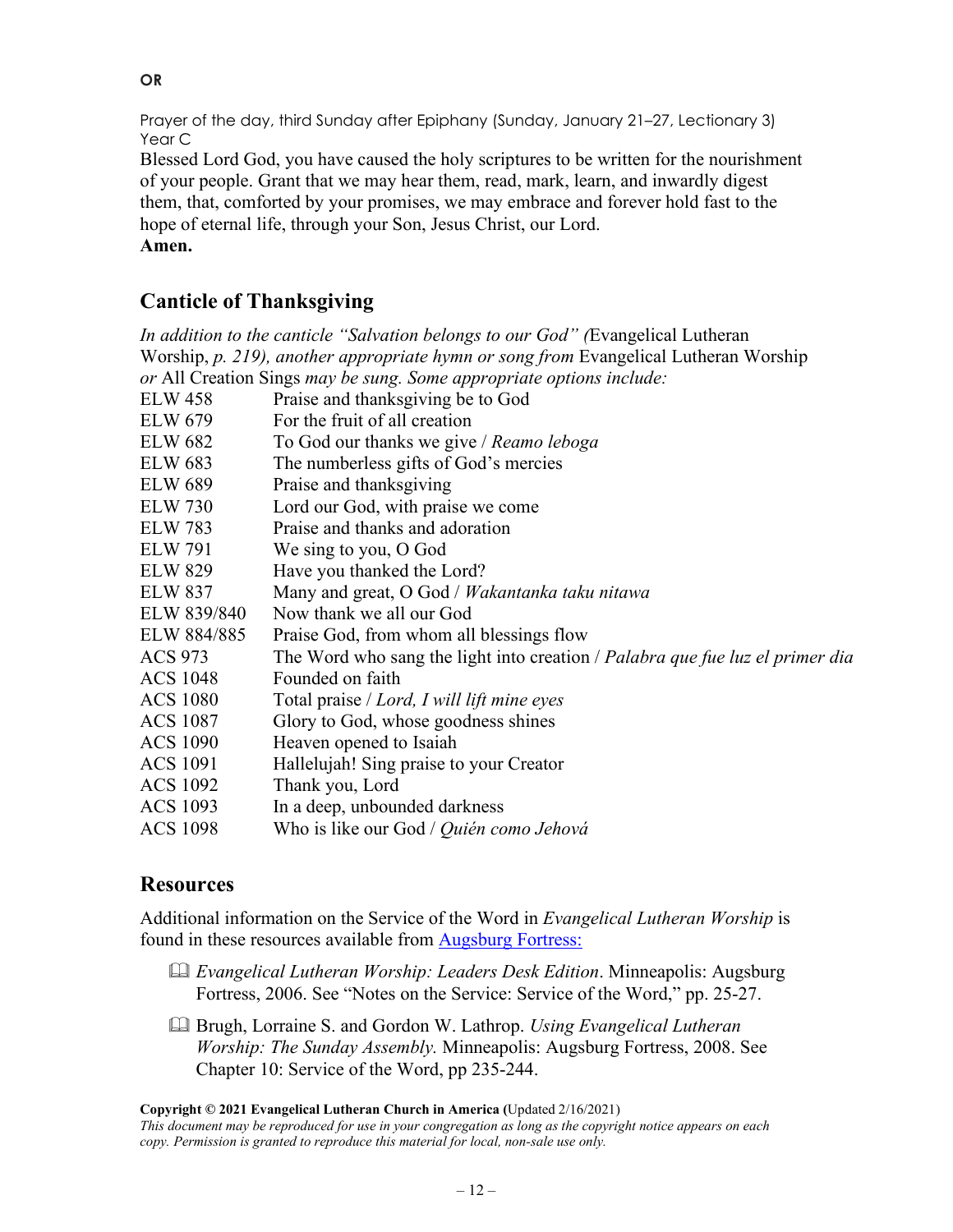**OR**

Prayer of the day, third Sunday after Epiphany (Sunday, January 21–27, Lectionary 3) Year C

Blessed Lord God, you have caused the holy scriptures to be written for the nourishment of your people. Grant that we may hear them, read, mark, learn, and inwardly digest them, that, comforted by your promises, we may embrace and forever hold fast to the hope of eternal life, through your Son, Jesus Christ, our Lord.
**Amen.**

## Canticle of Thanksgiving

*In addition to the canticle "Salvation belongs to our God" (*Evangelical Lutheran Worship, *p. 219), another appropriate hymn or song from* Evangelical Lutheran Worship *or* All Creation Sings *may be sung. Some appropriate options include:*

| | |
|---|---|
| ELW 458 | Praise and thanksgiving be to God |
| ELW 679 | For the fruit of all creation |
| ELW 682 | To God our thanks we give / *Reamo leboga* |
| ELW 683 | The numberless gifts of God's mercies |
| ELW 689 | Praise and thanksgiving |
| ELW 730 | Lord our God, with praise we come |
| ELW 783 | Praise and thanks and adoration |
| ELW 791 | We sing to you, O God |
| ELW 829 | Have you thanked the Lord? |
| ELW 837 | Many and great, O God / *Wakantanka taku nitawa* |
| ELW 839/840 | Now thank we all our God |
| ELW 884/885 | Praise God, from whom all blessings flow |
| ACS 973 | The Word who sang the light into creation / *Palabra que fue luz el primer dia* |
| ACS 1048 | Founded on faith |
| ACS 1080 | Total praise / *Lord, I will lift mine eyes* |
| ACS 1087 | Glory to God, whose goodness shines |
| ACS 1090 | Heaven opened to Isaiah |
| ACS 1091 | Hallelujah! Sing praise to your Creator |
| ACS 1092 | Thank you, Lord |
| ACS 1093 | In a deep, unbounded darkness |
| ACS 1098 | Who is like our God / *Quién como Jehová* |

## Resources

Additional information on the Service of the Word in *Evangelical Lutheran Worship* is found in these resources available from Augsburg Fortress:

- *Evangelical Lutheran Worship: Leaders Desk Edition*. Minneapolis: Augsburg Fortress, 2006. See "Notes on the Service: Service of the Word," pp. 25-27.
- Brugh, Lorraine S. and Gordon W. Lathrop. *Using Evangelical Lutheran Worship: The Sunday Assembly.* Minneapolis: Augsburg Fortress, 2008. See Chapter 10: Service of the Word, pp 235-244.

**Copyright © 2021 Evangelical Lutheran Church in America (**Updated 2/16/2021)
*This document may be reproduced for use in your congregation as long as the copyright notice appears on each copy. Permission is granted to reproduce this material for local, non-sale use only.*